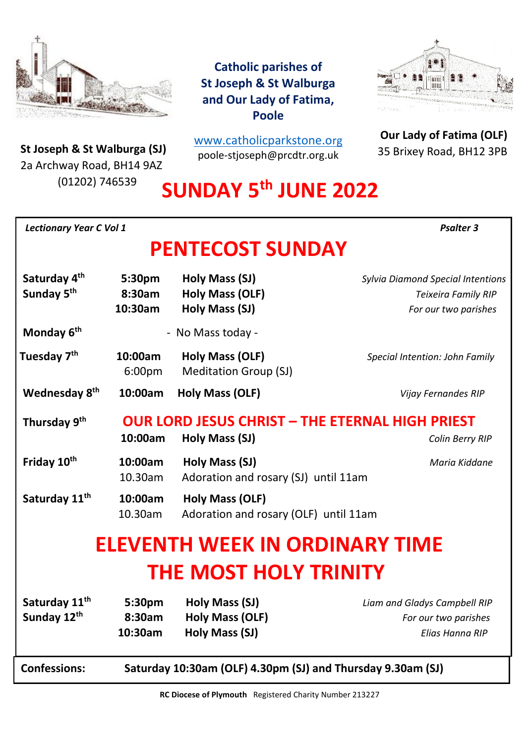**Catholic parishes of St Joseph & St Walburga and Our Lady of Fatima, Poole**

[www.catholicparkstone.org](http://www.catholicparkstone.org)
poole-stjoseph@prcdtr.org.uk

**St Joseph & St Walburga (SJ)**
2a Archway Road, BH14 9AZ
(01202) 746539

**Our Lady of Fatima (OLF)**
35 Brixey Road, BH12 3PB

# SUNDAY 5th JUNE 2022

*Lectionary Year C Vol 1* — *Psalter 3*

## PENTECOST SUNDAY

| | | | |
|---|---|---|---|
| **Saturday 4th** | **5:30pm** | **Holy Mass (SJ)** | *Sylvia Diamond Special Intentions* |
| **Sunday 5th** | **8:30am** | **Holy Mass (OLF)** | *Teixeira Family RIP* |
| | **10:30am** | **Holy Mass (SJ)** | *For our two parishes* |
| **Monday 6th** | | - No Mass today - | |
| **Tuesday 7th** | **10:00am** | **Holy Mass (OLF)** | *Special Intention: John Family* |
| | 6:00pm | Meditation Group (SJ) | |
| **Wednesday 8th** | **10:00am** | **Holy Mass (OLF)** | *Vijay Fernandes RIP* |
| **Thursday 9th** | | **OUR LORD JESUS CHRIST – THE ETERNAL HIGH PRIEST** | |
| | **10:00am** | **Holy Mass (SJ)** | *Colin Berry RIP* |
| **Friday 10th** | **10:00am** | **Holy Mass (SJ)** | *Maria Kiddane* |
| | 10.30am | Adoration and rosary (SJ) until 11am | |
| **Saturday 11th** | **10:00am** | **Holy Mass (OLF)** | |
| | 10.30am | Adoration and rosary (OLF) until 11am | |

## ELEVENTH WEEK IN ORDINARY TIME
## THE MOST HOLY TRINITY

| | | | |
|---|---|---|---|
| **Saturday 11th** | **5:30pm** | **Holy Mass (SJ)** | *Liam and Gladys Campbell RIP* |
| **Sunday 12th** | **8:30am** | **Holy Mass (OLF)** | *For our two parishes* |
| | **10:30am** | **Holy Mass (SJ)** | *Elias Hanna RIP* |

**Confessions:** **Saturday 10:30am (OLF) 4.30pm (SJ) and Thursday 9.30am (SJ)**

**RC Diocese of Plymouth** Registered Charity Number 213227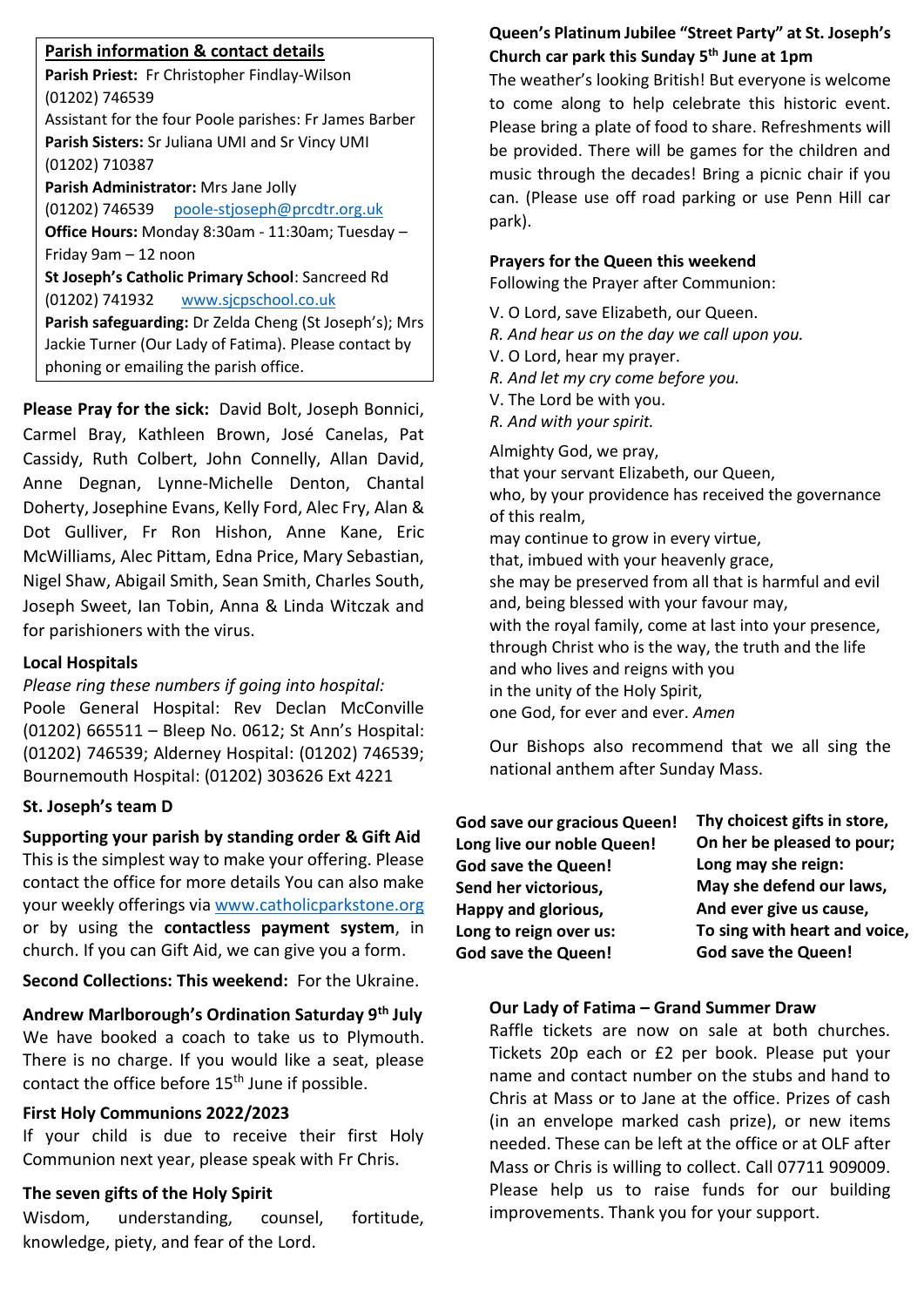**Parish information & contact details**

**Parish Priest:** Fr Christopher Findlay-Wilson (01202) 746539

Assistant for the four Poole parishes: Fr James Barber

**Parish Sisters:** Sr Juliana UMI and Sr Vincy UMI (01202) 710387

**Parish Administrator:** Mrs Jane Jolly (01202) 746539 poole-stjoseph@prcdtr.org.uk

**Office Hours:** Monday 8:30am - 11:30am; Tuesday – Friday 9am – 12 noon

**St Joseph's Catholic Primary School**: Sancreed Rd (01202) 741932 www.sjcpschool.co.uk

**Parish safeguarding:** Dr Zelda Cheng (St Joseph's); Mrs Jackie Turner (Our Lady of Fatima). Please contact by phoning or emailing the parish office.

**Please Pray for the sick:** David Bolt, Joseph Bonnici, Carmel Bray, Kathleen Brown, José Canelas, Pat Cassidy, Ruth Colbert, John Connelly, Allan David, Anne Degnan, Lynne-Michelle Denton, Chantal Doherty, Josephine Evans, Kelly Ford, Alec Fry, Alan & Dot Gulliver, Fr Ron Hishon, Anne Kane, Eric McWilliams, Alec Pittam, Edna Price, Mary Sebastian, Nigel Shaw, Abigail Smith, Sean Smith, Charles South, Joseph Sweet, Ian Tobin, Anna & Linda Witczak and for parishioners with the virus.

**Local Hospitals**

*Please ring these numbers if going into hospital:*
Poole General Hospital: Rev Declan McConville (01202) 665511 – Bleep No. 0612; St Ann's Hospital: (01202) 746539; Alderney Hospital: (01202) 746539; Bournemouth Hospital: (01202) 303626 Ext 4221

**St. Joseph's team D**

**Supporting your parish by standing order & Gift Aid**

This is the simplest way to make your offering. Please contact the office for more details You can also make your weekly offerings via www.catholicparkstone.org or by using the **contactless payment system**, in church. If you can Gift Aid, we can give you a form.

**Second Collections: This weekend:** For the Ukraine.

**Andrew Marlborough's Ordination Saturday 9th July**

We have booked a coach to take us to Plymouth. There is no charge. If you would like a seat, please contact the office before 15th June if possible.

**First Holy Communions 2022/2023**

If your child is due to receive their first Holy Communion next year, please speak with Fr Chris.

**The seven gifts of the Holy Spirit**

Wisdom, understanding, counsel, fortitude, knowledge, piety, and fear of the Lord.

**Queen's Platinum Jubilee "Street Party" at St. Joseph's Church car park this Sunday 5th June at 1pm**

The weather's looking British! But everyone is welcome to come along to help celebrate this historic event. Please bring a plate of food to share. Refreshments will be provided. There will be games for the children and music through the decades! Bring a picnic chair if you can. (Please use off road parking or use Penn Hill car park).

**Prayers for the Queen this weekend**

Following the Prayer after Communion:

V. O Lord, save Elizabeth, our Queen.
*R. And hear us on the day we call upon you.*
V. O Lord, hear my prayer.
*R. And let my cry come before you.*
V. The Lord be with you.
*R. And with your spirit.*

Almighty God, we pray,
that your servant Elizabeth, our Queen,
who, by your providence has received the governance of this realm,
may continue to grow in every virtue,
that, imbued with your heavenly grace,
she may be preserved from all that is harmful and evil
and, being blessed with your favour may,
with the royal family, come at last into your presence,
through Christ who is the way, the truth and the life
and who lives and reigns with you
in the unity of the Holy Spirit,
one God, for ever and ever. *Amen*

Our Bishops also recommend that we all sing the national anthem after Sunday Mass.

**God save our gracious Queen!**
**Long live our noble Queen!**
**God save the Queen!**
**Send her victorious,**
**Happy and glorious,**
**Long to reign over us:**
**God save the Queen!**

**Thy choicest gifts in store,**
**On her be pleased to pour;**
**Long may she reign:**
**May she defend our laws,**
**And ever give us cause,**
**To sing with heart and voice,**
**God save the Queen!**

**Our Lady of Fatima – Grand Summer Draw**

Raffle tickets are now on sale at both churches. Tickets 20p each or £2 per book. Please put your name and contact number on the stubs and hand to Chris at Mass or to Jane at the office. Prizes of cash (in an envelope marked cash prize), or new items needed. These can be left at the office or at OLF after Mass or Chris is willing to collect. Call 07711 909009. Please help us to raise funds for our building improvements. Thank you for your support.